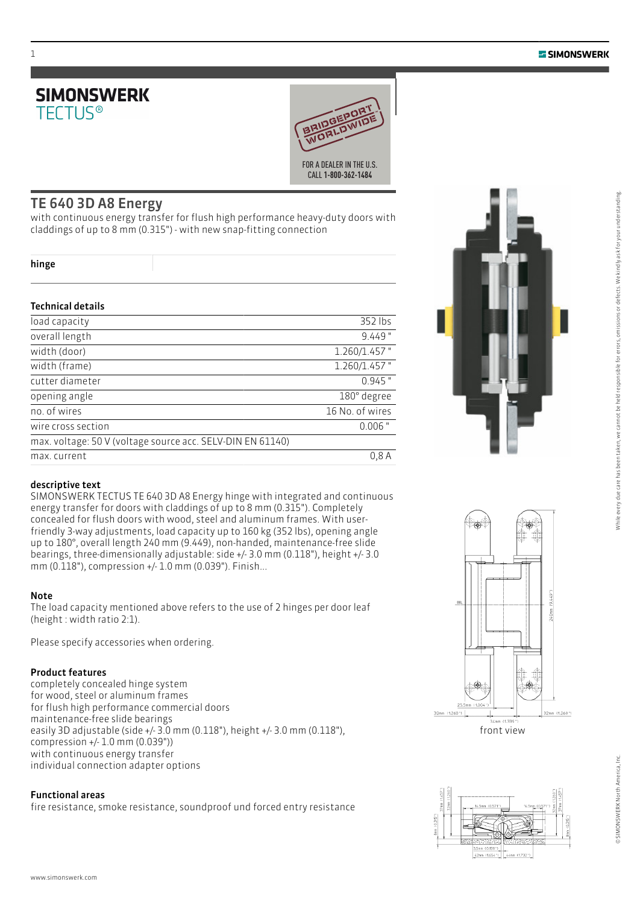# SIMONSWERK
TECTUS®

BRIDGEPORT WORLDWIDE

FOR A DEALER IN THE U.S. CALL 1-800-362-1484

## TE 640 3D A8 Energy

with continuous energy transfer for flush high performance heavy-duty doors with claddings of up to 8 mm (0.315") - with new snap-fitting connection

**hinge**

### Technical details

| | |
|---|---|
| load capacity | 352 lbs |
| overall length | 9.449 " |
| width (door) | 1.260/1.457 " |
| width (frame) | 1.260/1.457 " |
| cutter diameter | 0.945 " |
| opening angle | 180° degree |
| no. of wires | 16 No. of wires |
| wire cross section | 0.006 " |
| max. voltage: 50 V (voltage source acc. SELV-DIN EN 61140) | |
| max. current | 0,8 A |

### descriptive text

SIMONSWERK TECTUS TE 640 3D A8 Energy hinge with integrated and continuous energy transfer for doors with claddings of up to 8 mm (0.315"). Completely concealed for flush doors with wood, steel and aluminum frames. With user-friendly 3-way adjustments, load capacity up to 160 kg (352 lbs), opening angle up to 180°, overall length 240 mm (9.449), non-handed, maintenance-free slide bearings, three-dimensionally adjustable: side +/- 3.0 mm (0.118"), height +/- 3.0 mm (0.118"), compression +/- 1.0 mm (0.039"). Finish...

### Note

The load capacity mentioned above refers to the use of 2 hinges per door leaf (height : width ratio 2:1).

Please specify accessories when ordering.

### Product features

completely concealed hinge system
for wood, steel or aluminum frames
for flush high performance commercial doors
maintenance-free slide bearings
easily 3D adjustable (side +/- 3.0 mm (0.118"), height +/- 3.0 mm (0.118"), compression +/- 1.0 mm (0.039"))
with continuous energy transfer
individual connection adapter options

### Functional areas

fire resistance, smoke resistance, soundproof und forced entry resistance

front view

www.simonswerk.com

While every due care has been taken, we cannot be held responsible for errors, omissions or defects. We kindly ask for your understanding.

© SIMONSWERK North America, Inc.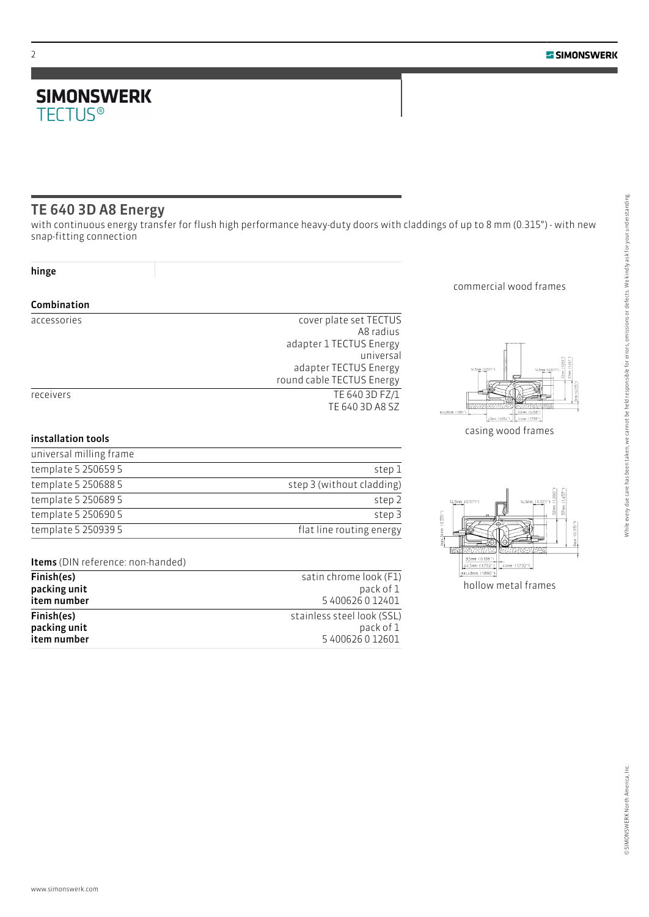# SIMONSWERK
TECTUS®

## TE 640 3D A8 Energy

with continuous energy transfer for flush high performance heavy-duty doors with claddings of up to 8 mm (0.315") - with new snap-fitting connection

### hinge

commercial wood frames

casing wood frames

hollow metal frames

### Combination

| | |
|---|---|
| accessories | cover plate set TECTUS A8 radius<br>adapter 1 TECTUS Energy universal<br>adapter TECTUS Energy<br>round cable TECTUS Energy |
| receivers | TE 640 3D FZ/1<br>TE 640 3D A8 SZ |

### installation tools

| | |
|---|---|
| universal milling frame | |
| template 5 250659 5 | step 1 |
| template 5 250688 5 | step 3 (without cladding) |
| template 5 250689 5 | step 2 |
| template 5 250690 5 | step 3 |
| template 5 250939 5 | flat line routing energy |

### **Items** (DIN reference: non-handed)

| | |
|---|---|
| **Finish(es)** | satin chrome look (F1) |
| **packing unit** | pack of 1 |
| **item number** | 5 400626 0 12401 |
| **Finish(es)** | stainless steel look (SSL) |
| **packing unit** | pack of 1 |
| **item number** | 5 400626 0 12601 |

While every due care has been taken, we cannot be held responsible for errors, omissions or defects. We kindly ask for your understanding.

© SIMONSWERK North America, Inc.

www.simonswerk.com